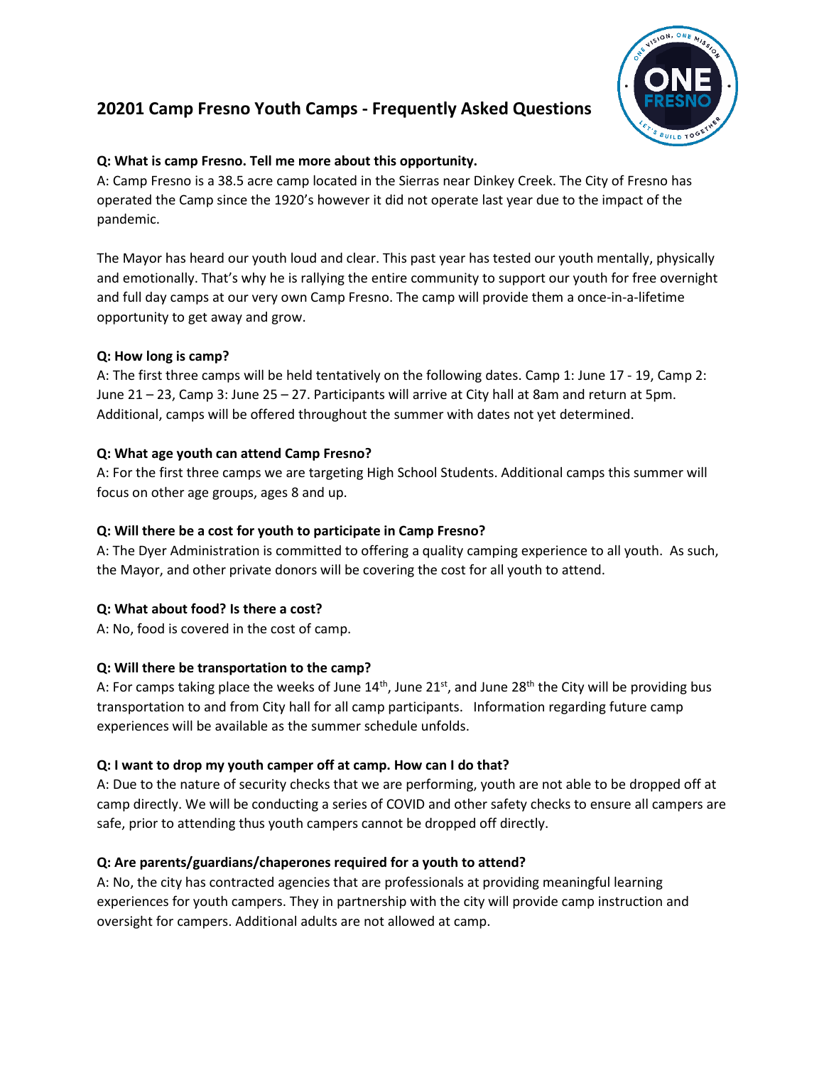# 20201 Camp Fresno Youth Camps - Frequently Asked Questions

**Q: What is camp Fresno. Tell me more about this opportunity.**

A: Camp Fresno is a 38.5 acre camp located in the Sierras near Dinkey Creek. The City of Fresno has operated the Camp since the 1920's however it did not operate last year due to the impact of the pandemic.

The Mayor has heard our youth loud and clear. This past year has tested our youth mentally, physically and emotionally. That's why he is rallying the entire community to support our youth for free overnight and full day camps at our very own Camp Fresno. The camp will provide them a once-in-a-lifetime opportunity to get away and grow.

**Q: How long is camp?**

A: The first three camps will be held tentatively on the following dates. Camp 1: June 17 - 19, Camp 2: June 21 – 23, Camp 3: June 25 – 27. Participants will arrive at City hall at 8am and return at 5pm. Additional, camps will be offered throughout the summer with dates not yet determined.

**Q: What age youth can attend Camp Fresno?**

A: For the first three camps we are targeting High School Students. Additional camps this summer will focus on other age groups, ages 8 and up.

**Q: Will there be a cost for youth to participate in Camp Fresno?**

A: The Dyer Administration is committed to offering a quality camping experience to all youth. As such, the Mayor, and other private donors will be covering the cost for all youth to attend.

**Q: What about food? Is there a cost?**

A: No, food is covered in the cost of camp.

**Q: Will there be transportation to the camp?**

A: For camps taking place the weeks of June 14th, June 21st, and June 28th the City will be providing bus transportation to and from City hall for all camp participants. Information regarding future camp experiences will be available as the summer schedule unfolds.

**Q: I want to drop my youth camper off at camp. How can I do that?**

A: Due to the nature of security checks that we are performing, youth are not able to be dropped off at camp directly. We will be conducting a series of COVID and other safety checks to ensure all campers are safe, prior to attending thus youth campers cannot be dropped off directly.

**Q: Are parents/guardians/chaperones required for a youth to attend?**

A: No, the city has contracted agencies that are professionals at providing meaningful learning experiences for youth campers. They in partnership with the city will provide camp instruction and oversight for campers. Additional adults are not allowed at camp.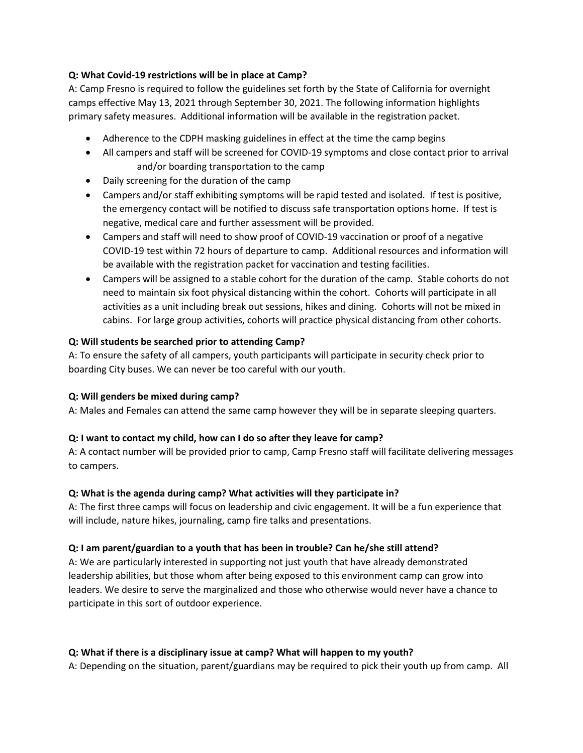**Q: What Covid-19 restrictions will be in place at Camp?**
A: Camp Fresno is required to follow the guidelines set forth by the State of California for overnight camps effective May 13, 2021 through September 30, 2021. The following information highlights primary safety measures. Additional information will be available in the registration packet.

- Adherence to the CDPH masking guidelines in effect at the time the camp begins
- All campers and staff will be screened for COVID-19 symptoms and close contact prior to arrival and/or boarding transportation to the camp
- Daily screening for the duration of the camp
- Campers and/or staff exhibiting symptoms will be rapid tested and isolated. If test is positive, the emergency contact will be notified to discuss safe transportation options home. If test is negative, medical care and further assessment will be provided.
- Campers and staff will need to show proof of COVID-19 vaccination or proof of a negative COVID-19 test within 72 hours of departure to camp. Additional resources and information will be available with the registration packet for vaccination and testing facilities.
- Campers will be assigned to a stable cohort for the duration of the camp. Stable cohorts do not need to maintain six foot physical distancing within the cohort. Cohorts will participate in all activities as a unit including break out sessions, hikes and dining. Cohorts will not be mixed in cabins. For large group activities, cohorts will practice physical distancing from other cohorts.

**Q: Will students be searched prior to attending Camp?**
A: To ensure the safety of all campers, youth participants will participate in security check prior to boarding City buses. We can never be too careful with our youth.

**Q: Will genders be mixed during camp?**
A: Males and Females can attend the same camp however they will be in separate sleeping quarters.

**Q: I want to contact my child, how can I do so after they leave for camp?**
A: A contact number will be provided prior to camp, Camp Fresno staff will facilitate delivering messages to campers.

**Q: What is the agenda during camp? What activities will they participate in?**
A: The first three camps will focus on leadership and civic engagement. It will be a fun experience that will include, nature hikes, journaling, camp fire talks and presentations.

**Q: I am parent/guardian to a youth that has been in trouble? Can he/she still attend?**
A: We are particularly interested in supporting not just youth that have already demonstrated leadership abilities, but those whom after being exposed to this environment camp can grow into leaders. We desire to serve the marginalized and those who otherwise would never have a chance to participate in this sort of outdoor experience.

**Q: What if there is a disciplinary issue at camp? What will happen to my youth?**
A: Depending on the situation, parent/guardians may be required to pick their youth up from camp. All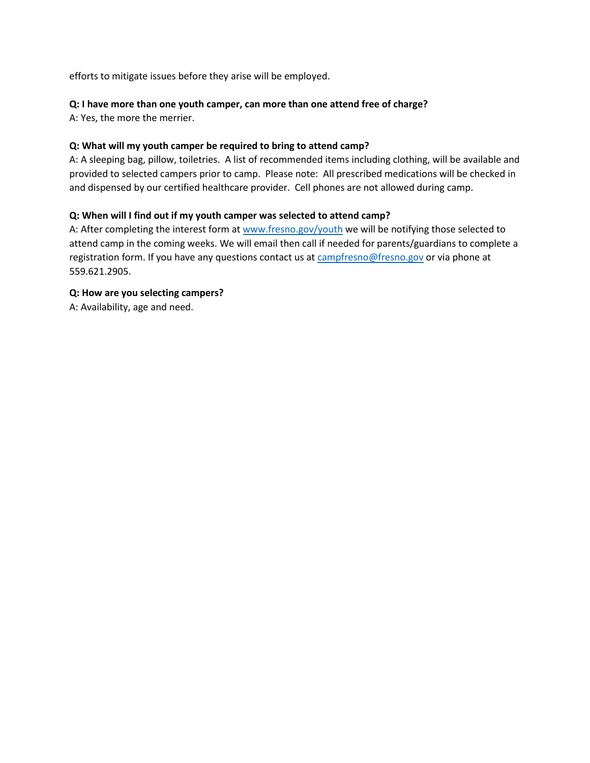efforts to mitigate issues before they arise will be employed.

**Q: I have more than one youth camper, can more than one attend free of charge?**
A: Yes, the more the merrier.

**Q: What will my youth camper be required to bring to attend camp?**
A: A sleeping bag, pillow, toiletries. A list of recommended items including clothing, will be available and provided to selected campers prior to camp. Please note: All prescribed medications will be checked in and dispensed by our certified healthcare provider. Cell phones are not allowed during camp.

**Q: When will I find out if my youth camper was selected to attend camp?**
A: After completing the interest form at [www.fresno.gov/youth](http://www.fresno.gov/youth) we will be notifying those selected to attend camp in the coming weeks. We will email then call if needed for parents/guardians to complete a registration form. If you have any questions contact us at [campfresno@fresno.gov](mailto:campfresno@fresno.gov) or via phone at 559.621.2905.

**Q: How are you selecting campers?**
A: Availability, age and need.